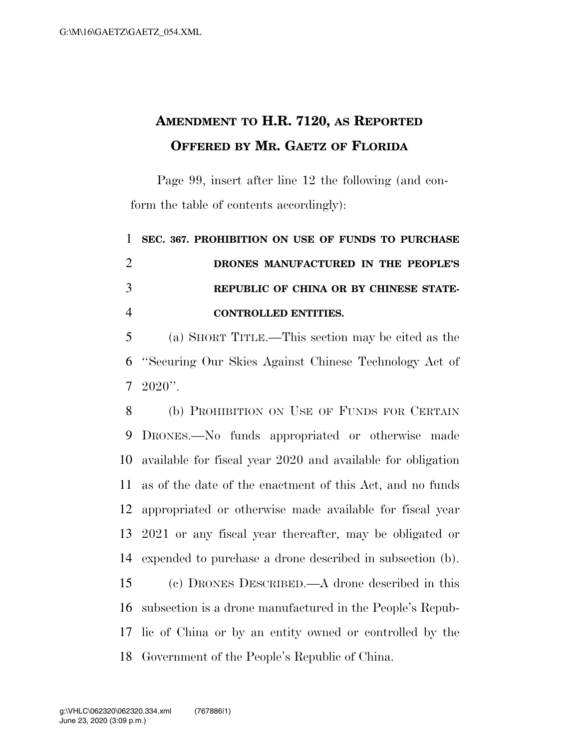# AMENDMENT TO H.R. 7120, AS REPORTED OFFERED BY MR. GAETZ OF FLORIDA

Page 99, insert after line 12 the following (and conform the table of contents accordingly):

**SEC. 367. PROHIBITION ON USE OF FUNDS TO PURCHASE DRONES MANUFACTURED IN THE PEOPLE'S REPUBLIC OF CHINA OR BY CHINESE STATE-CONTROLLED ENTITIES.**

(a) SHORT TITLE.—This section may be cited as the ''Securing Our Skies Against Chinese Technology Act of 2020''.

(b) PROHIBITION ON USE OF FUNDS FOR CERTAIN DRONES.—No funds appropriated or otherwise made available for fiscal year 2020 and available for obligation as of the date of the enactment of this Act, and no funds appropriated or otherwise made available for fiscal year 2021 or any fiscal year thereafter, may be obligated or expended to purchase a drone described in subsection (b).

(c) DRONES DESCRIBED.—A drone described in this subsection is a drone manufactured in the People's Republic of China or by an entity owned or controlled by the Government of the People's Republic of China.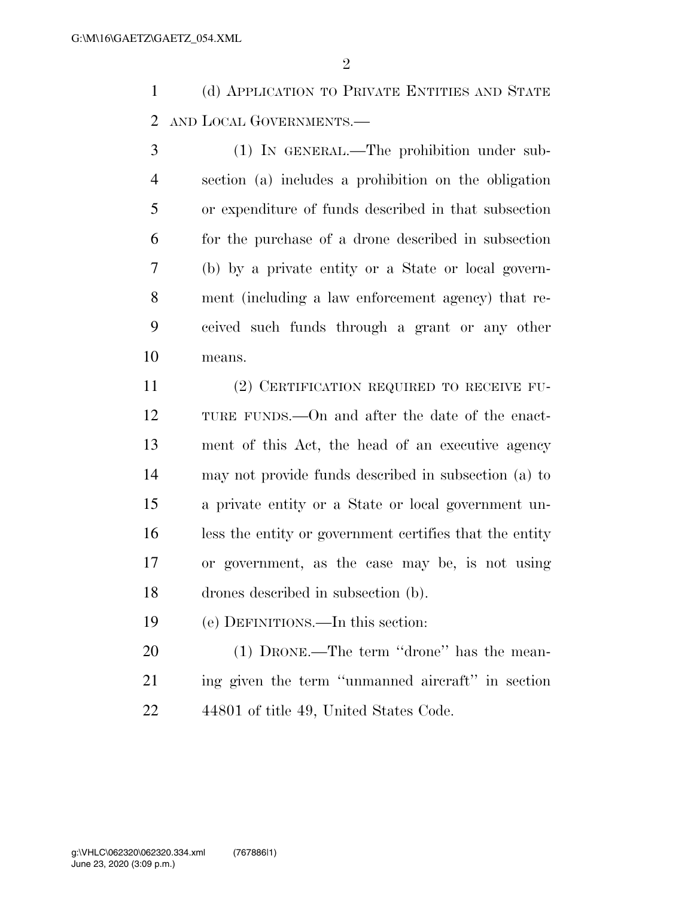(d) APPLICATION TO PRIVATE ENTITIES AND STATE AND LOCAL GOVERNMENTS.—

(1) IN GENERAL.—The prohibition under subsection (a) includes a prohibition on the obligation or expenditure of funds described in that subsection for the purchase of a drone described in subsection (b) by a private entity or a State or local government (including a law enforcement agency) that received such funds through a grant or any other means.

(2) CERTIFICATION REQUIRED TO RECEIVE FUTURE FUNDS.—On and after the date of the enactment of this Act, the head of an executive agency may not provide funds described in subsection (a) to a private entity or a State or local government unless the entity or government certifies that the entity or government, as the case may be, is not using drones described in subsection (b).

(e) DEFINITIONS.—In this section:

(1) DRONE.—The term "drone" has the meaning given the term "unmanned aircraft" in section 44801 of title 49, United States Code.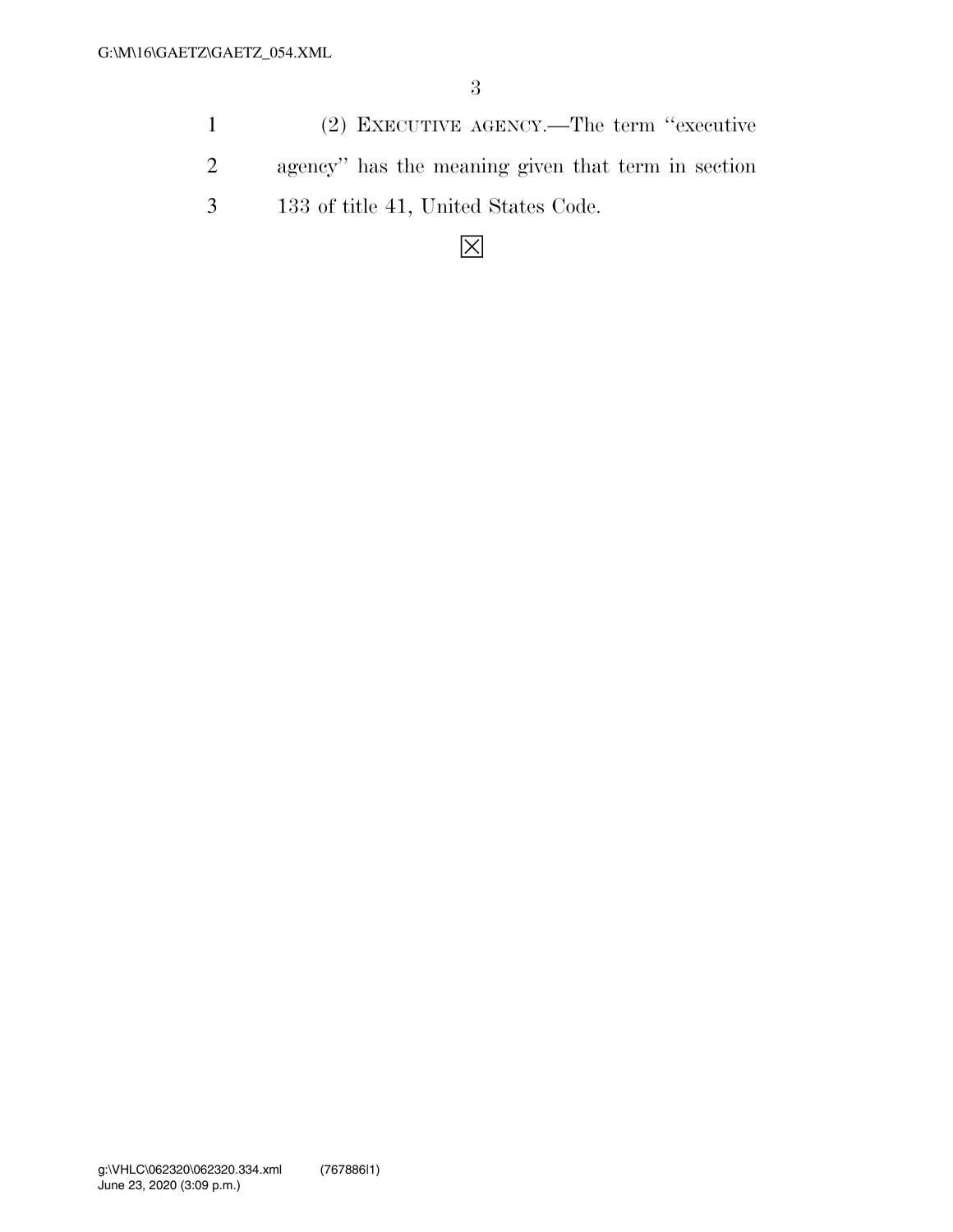(2) EXECUTIVE AGENCY.—The term "executive agency" has the meaning given that term in section 133 of title 41, United States Code.